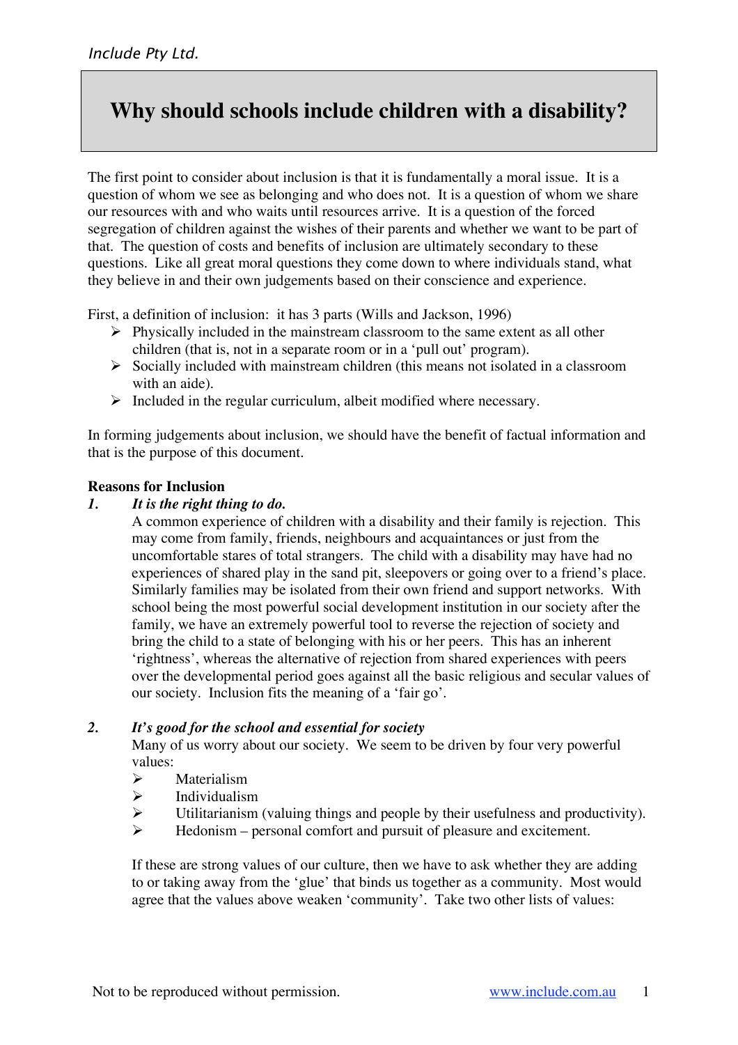# Why should schools include children with a disability?

The first point to consider about inclusion is that it is fundamentally a moral issue. It is a question of whom we see as belonging and who does not. It is a question of whom we share our resources with and who waits until resources arrive. It is a question of the forced segregation of children against the wishes of their parents and whether we want to be part of that. The question of costs and benefits of inclusion are ultimately secondary to these questions. Like all great moral questions they come down to where individuals stand, what they believe in and their own judgements based on their conscience and experience.

First, a definition of inclusion: it has 3 parts (Wills and Jackson, 1996)

- Physically included in the mainstream classroom to the same extent as all other children (that is, not in a separate room or in a 'pull out' program).
- Socially included with mainstream children (this means not isolated in a classroom with an aide).
- Included in the regular curriculum, albeit modified where necessary.

In forming judgements about inclusion, we should have the benefit of factual information and that is the purpose of this document.

**Reasons for Inclusion**

**1.** ***It is the right thing to do.***

A common experience of children with a disability and their family is rejection. This may come from family, friends, neighbours and acquaintances or just from the uncomfortable stares of total strangers. The child with a disability may have had no experiences of shared play in the sand pit, sleepovers or going over to a friend's place. Similarly families may be isolated from their own friend and support networks. With school being the most powerful social development institution in our society after the family, we have an extremely powerful tool to reverse the rejection of society and bring the child to a state of belonging with his or her peers. This has an inherent 'rightness', whereas the alternative of rejection from shared experiences with peers over the developmental period goes against all the basic religious and secular values of our society. Inclusion fits the meaning of a 'fair go'.

**2.** ***It's good for the school and essential for society***

Many of us worry about our society. We seem to be driven by four very powerful values:

- Materialism
- Individualism
- Utilitarianism (valuing things and people by their usefulness and productivity).
- Hedonism – personal comfort and pursuit of pleasure and excitement.

If these are strong values of our culture, then we have to ask whether they are adding to or taking away from the 'glue' that binds us together as a community. Most would agree that the values above weaken 'community'. Take two other lists of values: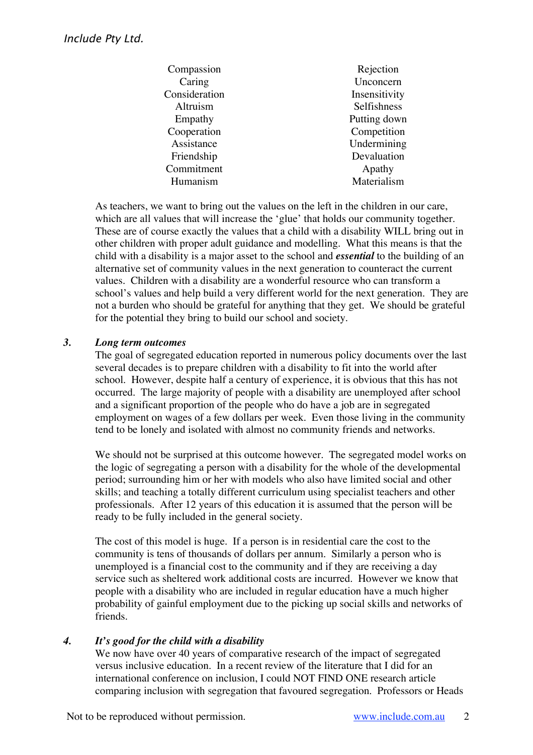| | |
|---|---|
| Compassion | Rejection |
| Caring | Unconcern |
| Consideration | Insensitivity |
| Altruism | Selfishness |
| Empathy | Putting down |
| Cooperation | Competition |
| Assistance | Undermining |
| Friendship | Devaluation |
| Commitment | Apathy |
| Humanism | Materialism |

As teachers, we want to bring out the values on the left in the children in our care, which are all values that will increase the 'glue' that holds our community together. These are of course exactly the values that a child with a disability WILL bring out in other children with proper adult guidance and modelling. What this means is that the child with a disability is a major asset to the school and ***essential*** to the building of an alternative set of community values in the next generation to counteract the current values. Children with a disability are a wonderful resource who can transform a school's values and help build a very different world for the next generation. They are not a burden who should be grateful for anything that they get. We should be grateful for the potential they bring to build our school and society.

### *3. Long term outcomes*

The goal of segregated education reported in numerous policy documents over the last several decades is to prepare children with a disability to fit into the world after school. However, despite half a century of experience, it is obvious that this has not occurred. The large majority of people with a disability are unemployed after school and a significant proportion of the people who do have a job are in segregated employment on wages of a few dollars per week. Even those living in the community tend to be lonely and isolated with almost no community friends and networks.

We should not be surprised at this outcome however. The segregated model works on the logic of segregating a person with a disability for the whole of the developmental period; surrounding him or her with models who also have limited social and other skills; and teaching a totally different curriculum using specialist teachers and other professionals. After 12 years of this education it is assumed that the person will be ready to be fully included in the general society.

The cost of this model is huge. If a person is in residential care the cost to the community is tens of thousands of dollars per annum. Similarly a person who is unemployed is a financial cost to the community and if they are receiving a day service such as sheltered work additional costs are incurred. However we know that people with a disability who are included in regular education have a much higher probability of gainful employment due to the picking up social skills and networks of friends.

### *4. It's good for the child with a disability*

We now have over 40 years of comparative research of the impact of segregated versus inclusive education. In a recent review of the literature that I did for an international conference on inclusion, I could NOT FIND ONE research article comparing inclusion with segregation that favoured segregation. Professors or Heads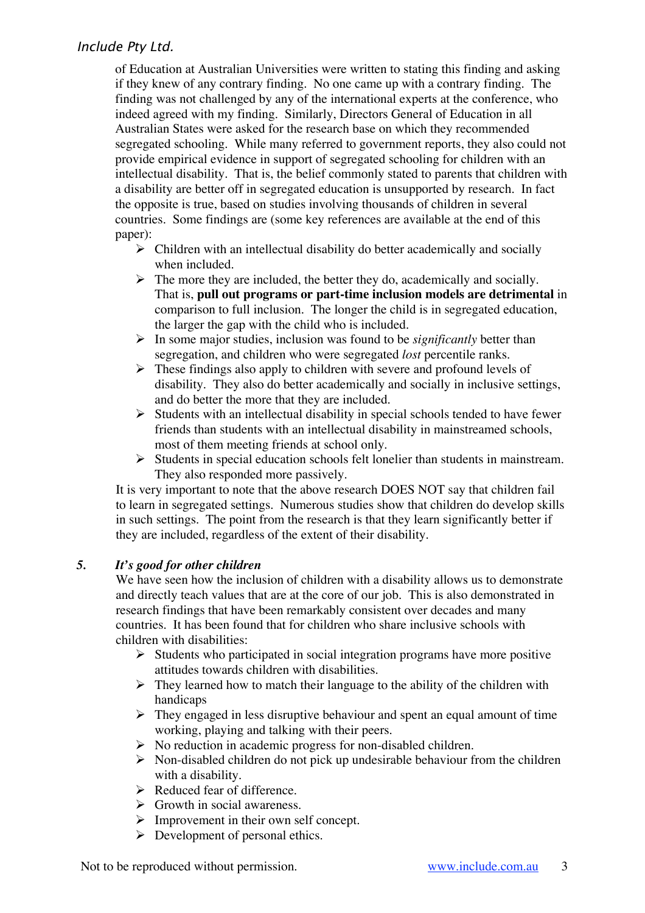of Education at Australian Universities were written to stating this finding and asking if they knew of any contrary finding. No one came up with a contrary finding. The finding was not challenged by any of the international experts at the conference, who indeed agreed with my finding. Similarly, Directors General of Education in all Australian States were asked for the research base on which they recommended segregated schooling. While many referred to government reports, they also could not provide empirical evidence in support of segregated schooling for children with an intellectual disability. That is, the belief commonly stated to parents that children with a disability are better off in segregated education is unsupported by research. In fact the opposite is true, based on studies involving thousands of children in several countries. Some findings are (some key references are available at the end of this paper):

- Children with an intellectual disability do better academically and socially when included.
- The more they are included, the better they do, academically and socially. That is, **pull out programs or part-time inclusion models are detrimental** in comparison to full inclusion. The longer the child is in segregated education, the larger the gap with the child who is included.
- In some major studies, inclusion was found to be *significantly* better than segregation, and children who were segregated *lost* percentile ranks.
- These findings also apply to children with severe and profound levels of disability. They also do better academically and socially in inclusive settings, and do better the more that they are included.
- Students with an intellectual disability in special schools tended to have fewer friends than students with an intellectual disability in mainstreamed schools, most of them meeting friends at school only.
- Students in special education schools felt lonelier than students in mainstream. They also responded more passively.

It is very important to note that the above research DOES NOT say that children fail to learn in segregated settings. Numerous studies show that children do develop skills in such settings. The point from the research is that they learn significantly better if they are included, regardless of the extent of their disability.

### 5. *It's good for other children*

We have seen how the inclusion of children with a disability allows us to demonstrate and directly teach values that are at the core of our job. This is also demonstrated in research findings that have been remarkably consistent over decades and many countries. It has been found that for children who share inclusive schools with children with disabilities:

- Students who participated in social integration programs have more positive attitudes towards children with disabilities.
- They learned how to match their language to the ability of the children with handicaps
- They engaged in less disruptive behaviour and spent an equal amount of time working, playing and talking with their peers.
- No reduction in academic progress for non-disabled children.
- Non-disabled children do not pick up undesirable behaviour from the children with a disability.
- Reduced fear of difference.
- Growth in social awareness.
- Improvement in their own self concept.
- Development of personal ethics.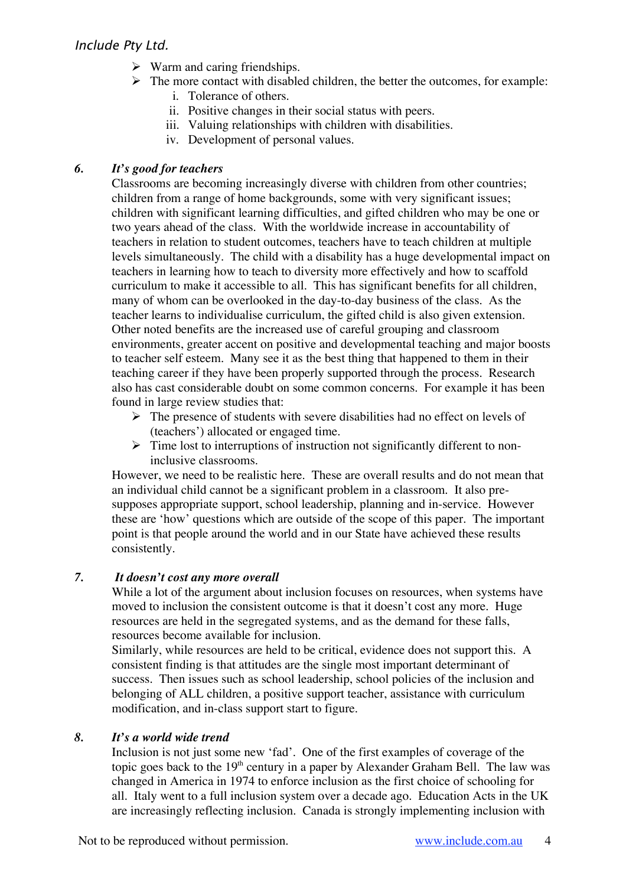- Warm and caring friendships.
- The more contact with disabled children, the better the outcomes, for example:
    i. Tolerance of others.
    ii. Positive changes in their social status with peers.
    iii. Valuing relationships with children with disabilities.
    iv. Development of personal values.

### *6. It's good for teachers*

Classrooms are becoming increasingly diverse with children from other countries; children from a range of home backgrounds, some with very significant issues; children with significant learning difficulties, and gifted children who may be one or two years ahead of the class. With the worldwide increase in accountability of teachers in relation to student outcomes, teachers have to teach children at multiple levels simultaneously. The child with a disability has a huge developmental impact on teachers in learning how to teach to diversity more effectively and how to scaffold curriculum to make it accessible to all. This has significant benefits for all children, many of whom can be overlooked in the day-to-day business of the class. As the teacher learns to individualise curriculum, the gifted child is also given extension. Other noted benefits are the increased use of careful grouping and classroom environments, greater accent on positive and developmental teaching and major boosts to teacher self esteem. Many see it as the best thing that happened to them in their teaching career if they have been properly supported through the process. Research also has cast considerable doubt on some common concerns. For example it has been found in large review studies that:

- The presence of students with severe disabilities had no effect on levels of (teachers') allocated or engaged time.
- Time lost to interruptions of instruction not significantly different to non-inclusive classrooms.

However, we need to be realistic here. These are overall results and do not mean that an individual child cannot be a significant problem in a classroom. It also pre-supposes appropriate support, school leadership, planning and in-service. However these are 'how' questions which are outside of the scope of this paper. The important point is that people around the world and in our State have achieved these results consistently.

### *7. It doesn't cost any more overall*

While a lot of the argument about inclusion focuses on resources, when systems have moved to inclusion the consistent outcome is that it doesn't cost any more. Huge resources are held in the segregated systems, and as the demand for these falls, resources become available for inclusion.

Similarly, while resources are held to be critical, evidence does not support this. A consistent finding is that attitudes are the single most important determinant of success. Then issues such as school leadership, school policies of the inclusion and belonging of ALL children, a positive support teacher, assistance with curriculum modification, and in-class support start to figure.

### *8. It's a world wide trend*

Inclusion is not just some new 'fad'. One of the first examples of coverage of the topic goes back to the 19th century in a paper by Alexander Graham Bell. The law was changed in America in 1974 to enforce inclusion as the first choice of schooling for all. Italy went to a full inclusion system over a decade ago. Education Acts in the UK are increasingly reflecting inclusion. Canada is strongly implementing inclusion with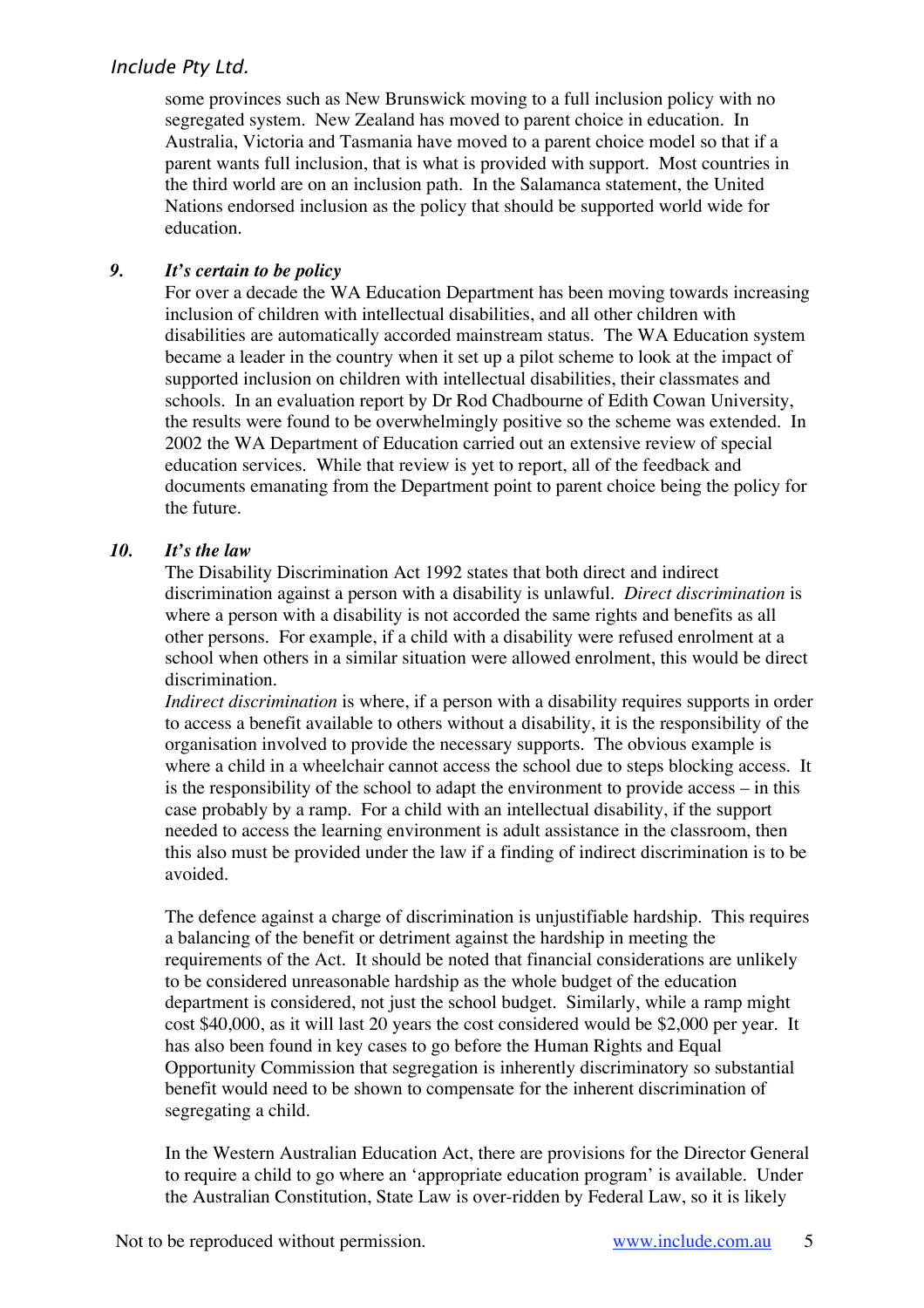some provinces such as New Brunswick moving to a full inclusion policy with no segregated system. New Zealand has moved to parent choice in education. In Australia, Victoria and Tasmania have moved to a parent choice model so that if a parent wants full inclusion, that is what is provided with support. Most countries in the third world are on an inclusion path. In the Salamanca statement, the United Nations endorsed inclusion as the policy that should be supported world wide for education.

### 9. *It's certain to be policy*

For over a decade the WA Education Department has been moving towards increasing inclusion of children with intellectual disabilities, and all other children with disabilities are automatically accorded mainstream status. The WA Education system became a leader in the country when it set up a pilot scheme to look at the impact of supported inclusion on children with intellectual disabilities, their classmates and schools. In an evaluation report by Dr Rod Chadbourne of Edith Cowan University, the results were found to be overwhelmingly positive so the scheme was extended. In 2002 the WA Department of Education carried out an extensive review of special education services. While that review is yet to report, all of the feedback and documents emanating from the Department point to parent choice being the policy for the future.

### 10. *It's the law*

The Disability Discrimination Act 1992 states that both direct and indirect discrimination against a person with a disability is unlawful. *Direct discrimination* is where a person with a disability is not accorded the same rights and benefits as all other persons. For example, if a child with a disability were refused enrolment at a school when others in a similar situation were allowed enrolment, this would be direct discrimination.

*Indirect discrimination* is where, if a person with a disability requires supports in order to access a benefit available to others without a disability, it is the responsibility of the organisation involved to provide the necessary supports. The obvious example is where a child in a wheelchair cannot access the school due to steps blocking access. It is the responsibility of the school to adapt the environment to provide access – in this case probably by a ramp. For a child with an intellectual disability, if the support needed to access the learning environment is adult assistance in the classroom, then this also must be provided under the law if a finding of indirect discrimination is to be avoided.

The defence against a charge of discrimination is unjustifiable hardship. This requires a balancing of the benefit or detriment against the hardship in meeting the requirements of the Act. It should be noted that financial considerations are unlikely to be considered unreasonable hardship as the whole budget of the education department is considered, not just the school budget. Similarly, while a ramp might cost $40,000, as it will last 20 years the cost considered would be $2,000 per year. It has also been found in key cases to go before the Human Rights and Equal Opportunity Commission that segregation is inherently discriminatory so substantial benefit would need to be shown to compensate for the inherent discrimination of segregating a child.

In the Western Australian Education Act, there are provisions for the Director General to require a child to go where an 'appropriate education program' is available. Under the Australian Constitution, State Law is over-ridden by Federal Law, so it is likely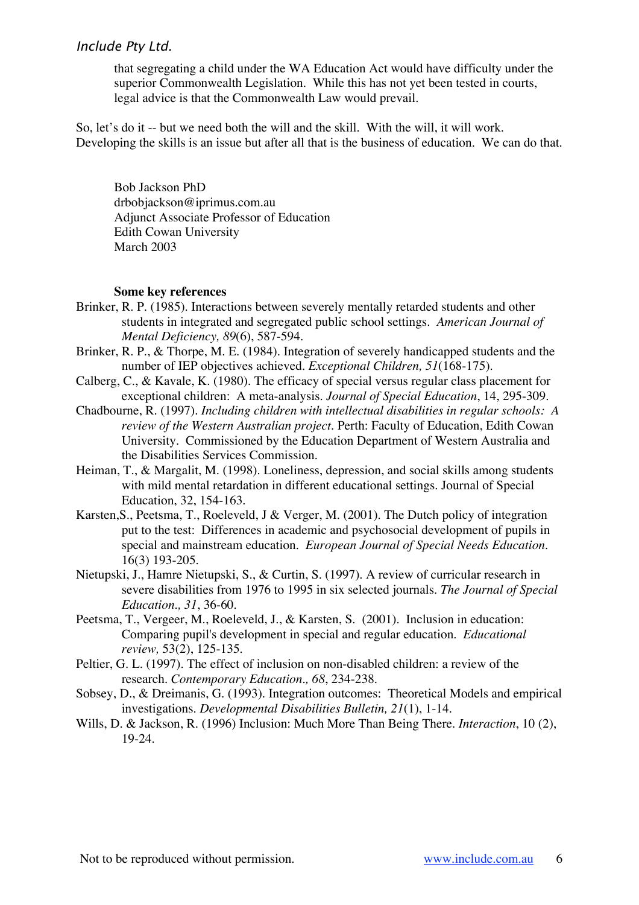that segregating a child under the WA Education Act would have difficulty under the superior Commonwealth Legislation. While this has not yet been tested in courts, legal advice is that the Commonwealth Law would prevail.

So, let's do it -- but we need both the will and the skill. With the will, it will work. Developing the skills is an issue but after all that is the business of education. We can do that.

Bob Jackson PhD
drbobjackson@iprimus.com.au
Adjunct Associate Professor of Education
Edith Cowan University
March 2003

**Some key references**

Brinker, R. P. (1985). Interactions between severely mentally retarded students and other students in integrated and segregated public school settings. *American Journal of Mental Deficiency, 89*(6), 587-594.

Brinker, R. P., & Thorpe, M. E. (1984). Integration of severely handicapped students and the number of IEP objectives achieved. *Exceptional Children, 51*(168-175).

Calberg, C., & Kavale, K. (1980). The efficacy of special versus regular class placement for exceptional children: A meta-analysis. *Journal of Special Education*, 14, 295-309.

Chadbourne, R. (1997). *Including children with intellectual disabilities in regular schools: A review of the Western Australian project*. Perth: Faculty of Education, Edith Cowan University. Commissioned by the Education Department of Western Australia and the Disabilities Services Commission.

Heiman, T., & Margalit, M. (1998). Loneliness, depression, and social skills among students with mild mental retardation in different educational settings. Journal of Special Education, 32, 154-163.

Karsten,S., Peetsma, T., Roeleveld, J & Verger, M. (2001). The Dutch policy of integration put to the test: Differences in academic and psychosocial development of pupils in special and mainstream education. *European Journal of Special Needs Education*. 16(3) 193-205.

Nietupski, J., Hamre Nietupski, S., & Curtin, S. (1997). A review of curricular research in severe disabilities from 1976 to 1995 in six selected journals. *The Journal of Special Education., 31*, 36-60.

Peetsma, T., Vergeer, M., Roeleveld, J., & Karsten, S. (2001). Inclusion in education: Comparing pupil's development in special and regular education. *Educational review,* 53(2), 125-135.

Peltier, G. L. (1997). The effect of inclusion on non-disabled children: a review of the research. *Contemporary Education., 68*, 234-238.

Sobsey, D., & Dreimanis, G. (1993). Integration outcomes: Theoretical Models and empirical investigations. *Developmental Disabilities Bulletin, 21*(1), 1-14.

Wills, D. & Jackson, R. (1996) Inclusion: Much More Than Being There. *Interaction*, 10 (2), 19-24.